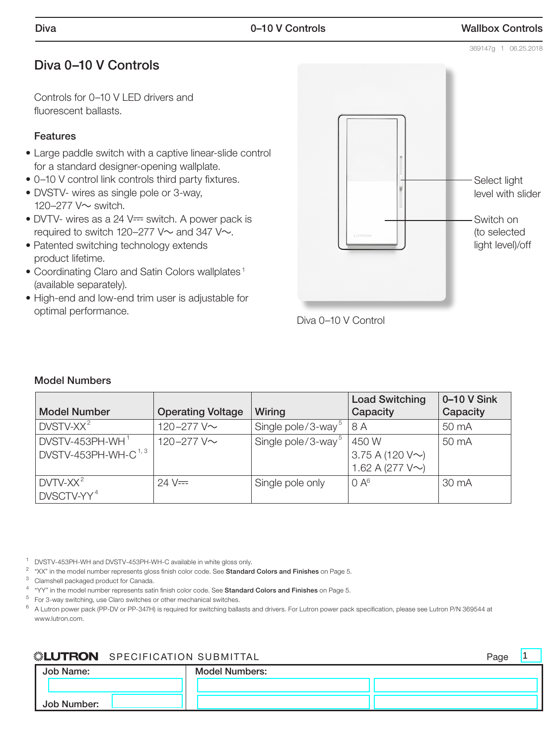# Diva 0–10 V Controls

Controls for 0–10 V LED drivers and fluorescent ballasts.

### Features

- Large paddle switch with a captive linear-slide control for a standard designer-opening wallplate.
- 0–10 V control link controls third party fixtures.
- DVSTV- wires as single pole or 3-way, 120–277 V~ switch.
- DVTV- wires as a 24 V⎓ switch. A power pack is required to switch 120–277 V~ and 347 V~.
- Patented switching technology extends product lifetime.
- Coordinating Claro and Satin Colors wallplates[1] (available separately).
- High-end and low-end trim user is adjustable for optimal performance.

Select light level with slider

Switch on (to selected light level)/off

Diva 0–10 V Control

### Model Numbers

| Model Number | Operating Voltage | Wiring | Load Switching Capacity | 0–10 V Sink Capacity |
|---|---|---|---|---|
| DVSTV-XX[2] | 120–277 V~ | Single pole/3-way[5] | 8 A | 50 mA |
| DVSTV-453PH-WH[1]<br>DVSTV-453PH-WH-C[1,3] | 120–277 V~ | Single pole/3-way[5] | 450 W<br>3.75 A (120 V~)<br>1.62 A (277 V~) | 50 mA |
| DVTV-XX[2]<br>DVSCTV-YY[4] | 24 V⎓ | Single pole only | 0 A[6] | 30 mA |

[1] DVSTV-453PH-WH and DVSTV-453PH-WH-C available in white gloss only.
[2] "XX" in the model number represents gloss finish color code. See **Standard Colors and Finishes** on Page 5.
[3] Clamshell packaged product for Canada.
[4] "YY" in the model number represents satin finish color code. See **Standard Colors and Finishes** on Page 5.
[5] For 3-way switching, use Claro switches or other mechanical switches.
[6] A Lutron power pack (PP-DV or PP-347H) is required for switching ballasts and drivers. For Lutron power pack specification, please see Lutron P/N 369544 at www.lutron.com.

LUTRON SPECIFICATION SUBMITTAL

| Job Name: | Model Numbers: |
|---|---|
| Job Number: | |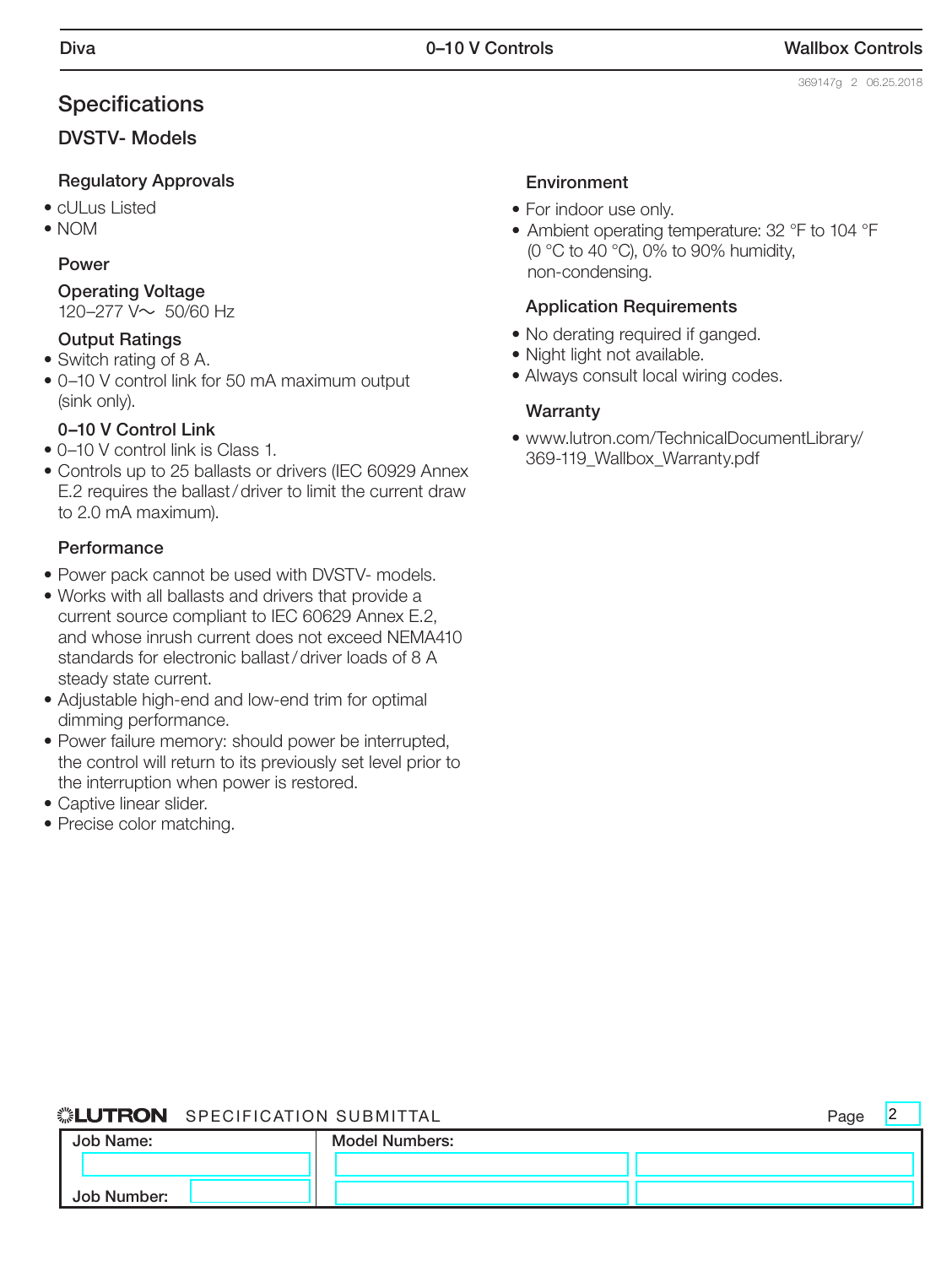## Specifications

### DVSTV- Models

#### Regulatory Approvals

- cULus Listed
- NOM

#### Power

**Operating Voltage**
120–277 V~ 50/60 Hz

**Output Ratings**

- Switch rating of 8 A.
- 0–10 V control link for 50 mA maximum output (sink only).

**0–10 V Control Link**

- 0–10 V control link is Class 1.
- Controls up to 25 ballasts or drivers (IEC 60929 Annex E.2 requires the ballast / driver to limit the current draw to 2.0 mA maximum).

#### Performance

- Power pack cannot be used with DVSTV- models.
- Works with all ballasts and drivers that provide a current source compliant to IEC 60629 Annex E.2, and whose inrush current does not exceed NEMA410 standards for electronic ballast / driver loads of 8 A steady state current.
- Adjustable high-end and low-end trim for optimal dimming performance.
- Power failure memory: should power be interrupted, the control will return to its previously set level prior to the interruption when power is restored.
- Captive linear slider.
- Precise color matching.

#### Environment

- For indoor use only.
- Ambient operating temperature: 32 °F to 104 °F (0 °C to 40 °C), 0% to 90% humidity, non-condensing.

#### Application Requirements

- No derating required if ganged.
- Night light not available.
- Always consult local wiring codes.

#### Warranty

- www.lutron.com/TechnicalDocumentLibrary/369-119_Wallbox_Warranty.pdf

LUTRON SPECIFICATION SUBMITTAL

| Job Name: | Model Numbers: | |
|---|---|---|
| | | |
| Job Number: | | |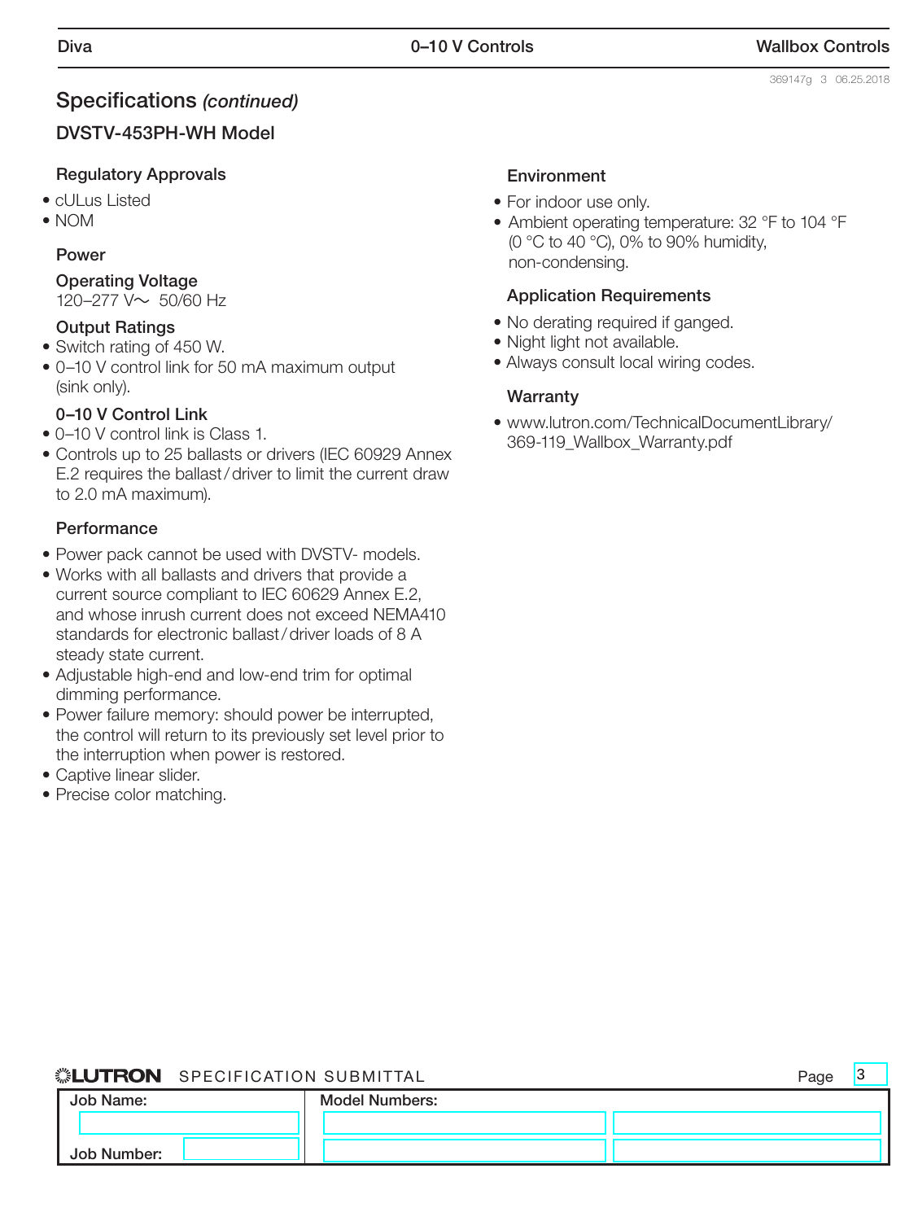## Specifications *(continued)*

### DVSTV-453PH-WH Model

#### Regulatory Approvals

- cULus Listed
- NOM

#### Power

**Operating Voltage**
120–277 V~ 50/60 Hz

**Output Ratings**

- Switch rating of 450 W.
- 0–10 V control link for 50 mA maximum output (sink only).

**0–10 V Control Link**

- 0–10 V control link is Class 1.
- Controls up to 25 ballasts or drivers (IEC 60929 Annex E.2 requires the ballast / driver to limit the current draw to 2.0 mA maximum).

#### Performance

- Power pack cannot be used with DVSTV- models.
- Works with all ballasts and drivers that provide a current source compliant to IEC 60629 Annex E.2, and whose inrush current does not exceed NEMA410 standards for electronic ballast / driver loads of 8 A steady state current.
- Adjustable high-end and low-end trim for optimal dimming performance.
- Power failure memory: should power be interrupted, the control will return to its previously set level prior to the interruption when power is restored.
- Captive linear slider.
- Precise color matching.

#### Environment

- For indoor use only.
- Ambient operating temperature: 32 °F to 104 °F (0 °C to 40 °C), 0% to 90% humidity, non-condensing.

#### Application Requirements

- No derating required if ganged.
- Night light not available.
- Always consult local wiring codes.

#### Warranty

- www.lutron.com/TechnicalDocumentLibrary/369-119_Wallbox_Warranty.pdf

LUTRON SPECIFICATION SUBMITTAL

| Job Name: | Model Numbers: | |
|---|---|---|
| | | |
| Job Number: | | |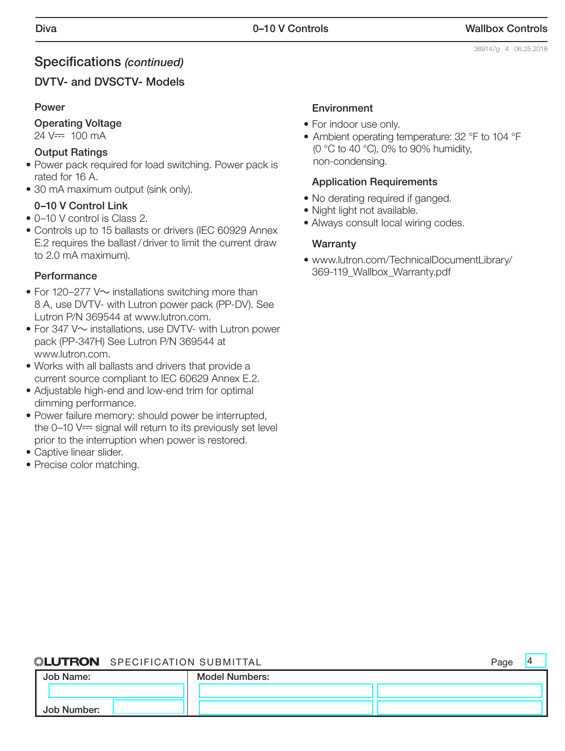## Specifications *(continued)*

### DVTV- and DVSCTV- Models

#### Power

**Operating Voltage**

24 V⎓ 100 mA

**Output Ratings**

- Power pack required for load switching. Power pack is rated for 16 A.
- 30 mA maximum output (sink only).

**0–10 V Control Link**

- 0–10 V control is Class 2.
- Controls up to 15 ballasts or drivers (IEC 60929 Annex E.2 requires the ballast / driver to limit the current draw to 2.0 mA maximum).

#### Performance

- For 120–277 V~ installations switching more than 8 A, use DVTV- with Lutron power pack (PP-DV). See Lutron P/N 369544 at www.lutron.com.
- For 347 V~ installations, use DVTV- with Lutron power pack (PP-347H) See Lutron P/N 369544 at www.lutron.com.
- Works with all ballasts and drivers that provide a current source compliant to IEC 60629 Annex E.2.
- Adjustable high-end and low-end trim for optimal dimming performance.
- Power failure memory: should power be interrupted, the 0–10 V⎓ signal will return to its previously set level prior to the interruption when power is restored.
- Captive linear slider.
- Precise color matching.

#### Environment

- For indoor use only.
- Ambient operating temperature: 32 °F to 104 °F (0 °C to 40 °C), 0% to 90% humidity, non-condensing.

#### Application Requirements

- No derating required if ganged.
- Night light not available.
- Always consult local wiring codes.

#### Warranty

- www.lutron.com/TechnicalDocumentLibrary/369-119_Wallbox_Warranty.pdf

**LUTRON** SPECIFICATION SUBMITTAL

| Job Name: | Model Numbers: |
|---|---|
| | |
| Job Number: | |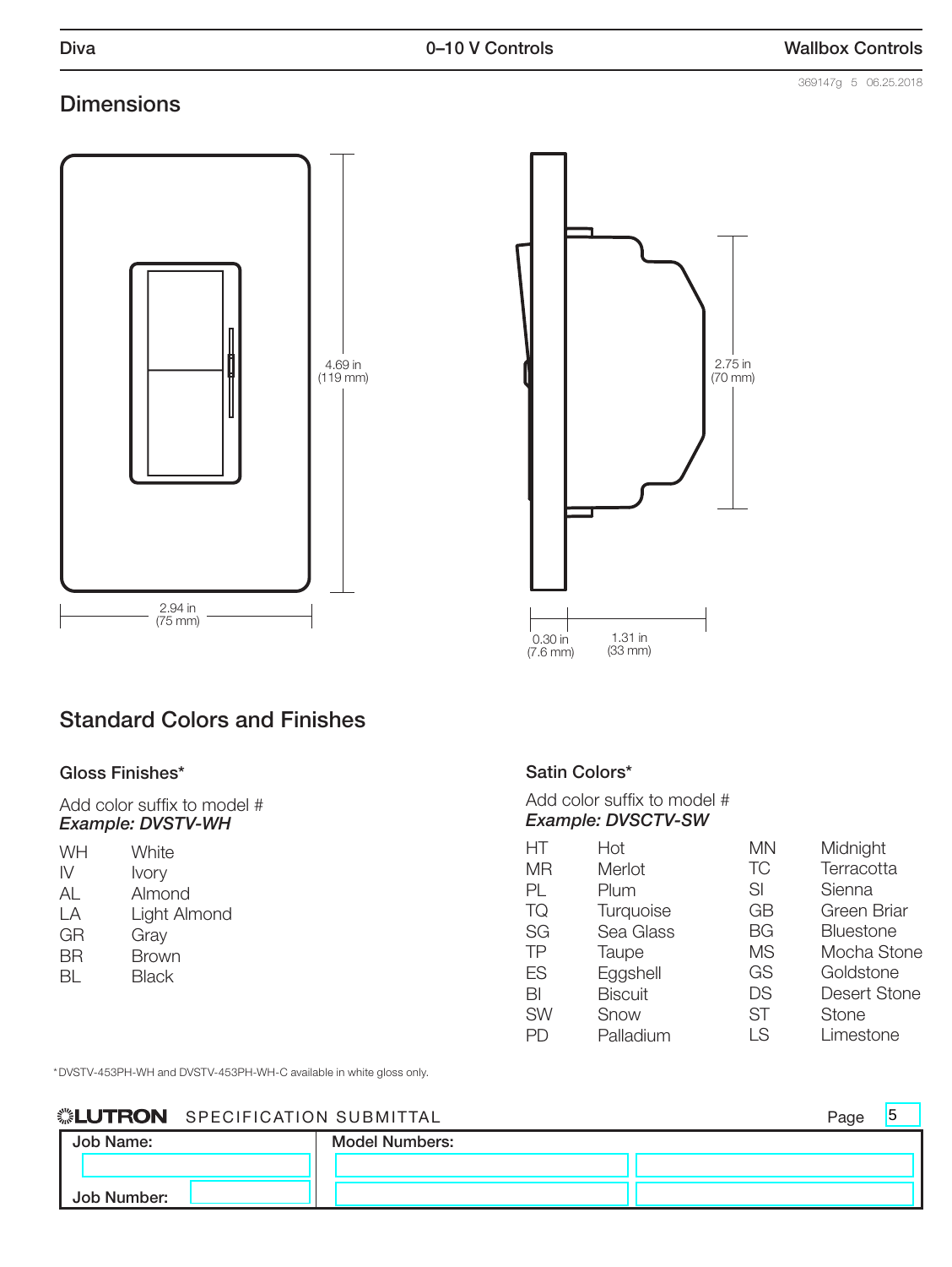369147g 5 06.25.2018

## Dimensions

4.69 in (119 mm)

2.94 in (75 mm)

2.75 in (70 mm)

0.30 in (7.6 mm)

1.31 in (33 mm)

## Standard Colors and Finishes

### Gloss Finishes*

Add color suffix to model #
***Example: DVSTV-WH***

| | |
|---|---|
| WH | White |
| IV | Ivory |
| AL | Almond |
| LA | Light Almond |
| GR | Gray |
| BR | Brown |
| BL | Black |

### Satin Colors*

Add color suffix to model #
***Example: DVSCTV-SW***

| | | | |
|---|---|---|---|
| HT | Hot | MN | Midnight |
| MR | Merlot | TC | Terracotta |
| PL | Plum | SI | Sienna |
| TQ | Turquoise | GB | Green Briar |
| SG | Sea Glass | BG | Bluestone |
| TP | Taupe | MS | Mocha Stone |
| ES | Eggshell | GS | Goldstone |
| BI | Biscuit | DS | Desert Stone |
| SW | Snow | ST | Stone |
| PD | Palladium | LS | Limestone |

*DVSTV-453PH-WH and DVSTV-453PH-WH-C available in white gloss only.

LUTRON SPECIFICATION SUBMITTAL

| Job Name: | Model Numbers: |
|---|---|
| | |
| Job Number: | |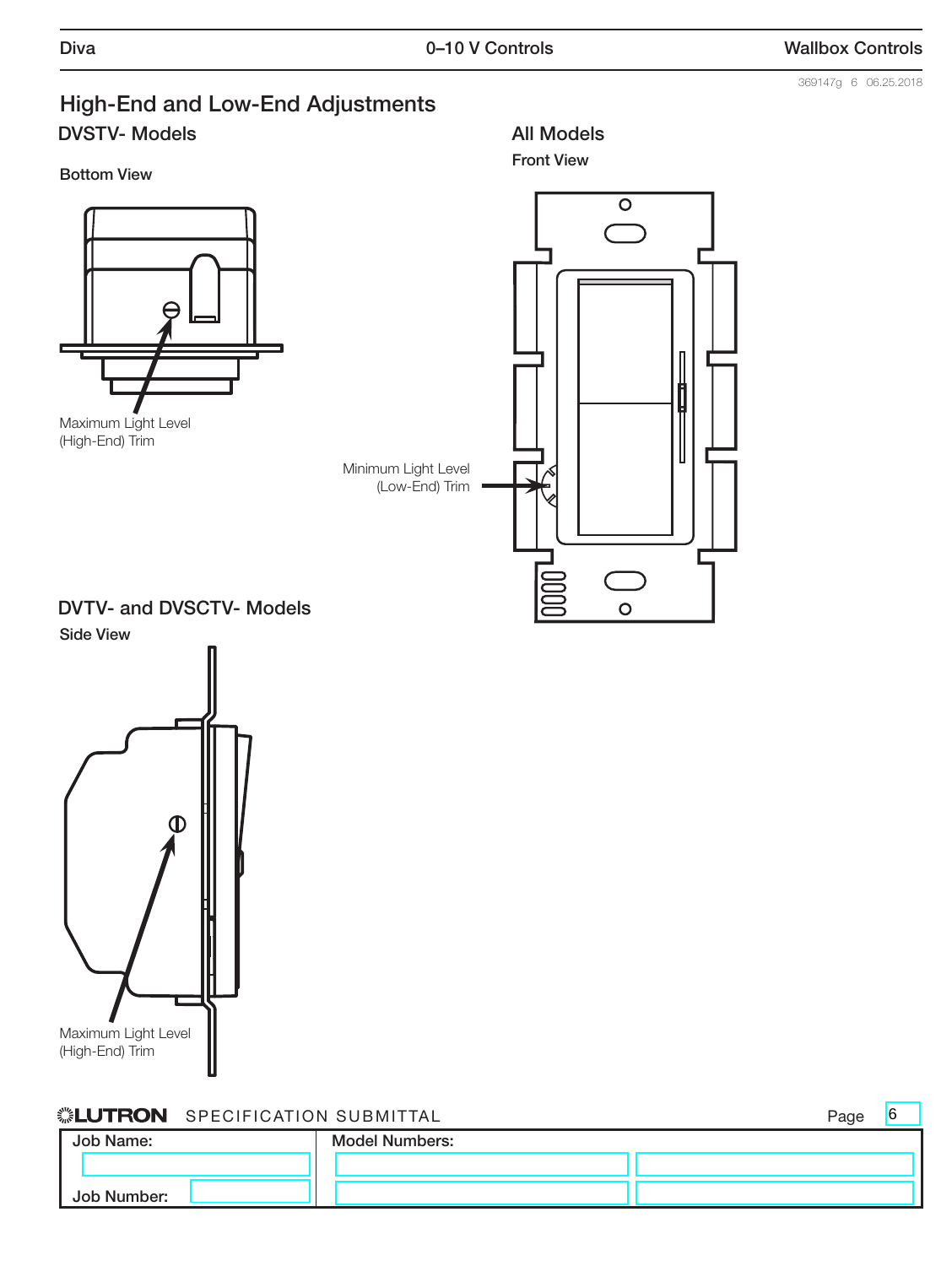## High-End and Low-End Adjustments

### DVSTV- Models

Bottom View

Maximum Light Level (High-End) Trim

### All Models

Front View

Minimum Light Level (Low-End) Trim

### DVTV- and DVSCTV- Models

Side View

Maximum Light Level (High-End) Trim

SPECIFICATION SUBMITTAL

| Job Name: | Model Numbers: | |
|---|---|---|
| | | |
| Job Number: | | |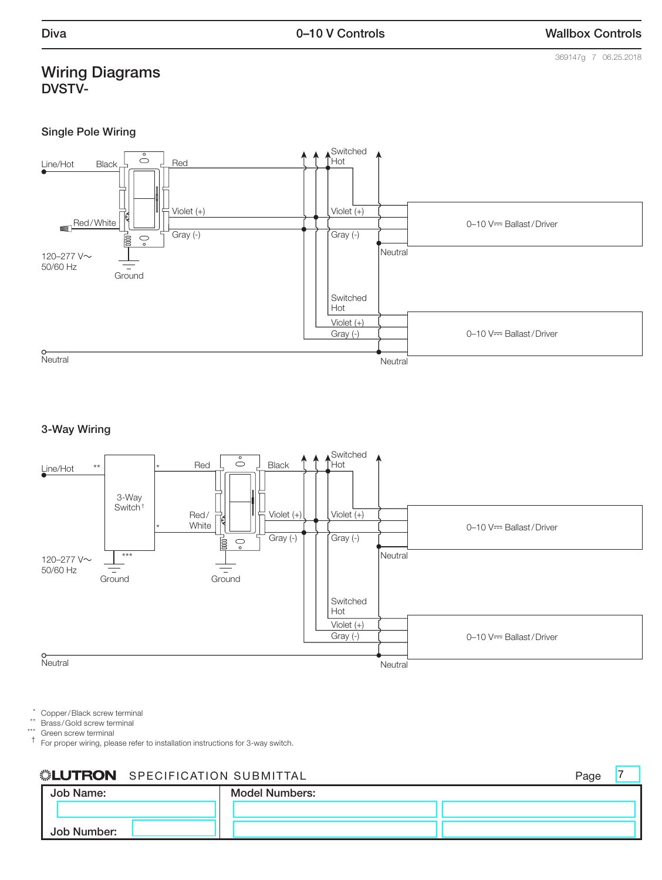# Wiring Diagrams

**DVSTV-**

### Single Pole Wiring

Line/Hot — Black — Red — Switched Hot

Red/White — Violet (+) — Gray (-)

120–277 V~ 50/60 Hz — Ground

0–10 V⎓ Ballast/Driver — Switched Hot, Violet (+), Gray (-), Neutral

0–10 V⎓ Ballast/Driver — Switched Hot, Violet (+), Gray (-), Neutral

Neutral

### 3-Way Wiring

Line/Hot ** — 3-Way Switch† — * Red — Black — Switched Hot

* Red/White — Violet (+) — Gray (-)

120–277 V~ 50/60 Hz — *** Ground — Ground

0–10 V⎓ Ballast/Driver — Switched Hot, Violet (+), Gray (-), Neutral

0–10 V⎓ Ballast/Driver — Switched Hot, Violet (+), Gray (-), Neutral

Neutral

* Copper/Black screw terminal
** Brass/Gold screw terminal
*** Green screw terminal
† For proper wiring, please refer to installation instructions for 3-way switch.

| Job Name: | Model Numbers: | |
|---|---|---|
| | | |
| Job Number: | | |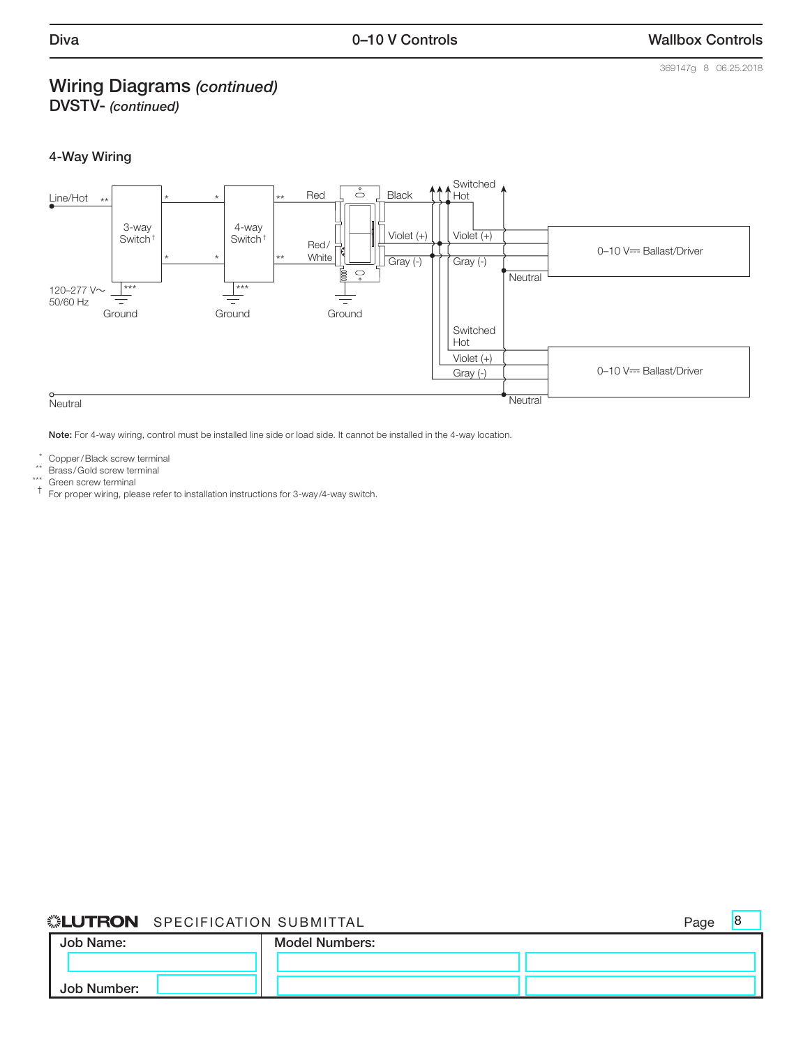# Wiring Diagrams *(continued)*

**DVSTV-** *(continued)*

### 4-Way Wiring

Line/Hot ** | 3-way Switch† | * | 4-way Switch† | ** Red | Black | Switched Hot | Violet (+) | Gray (-) | 0–10 V⎓ Ballast/Driver | Neutral

Red/White | 120–277 V~ 50/60 Hz | *** Ground | *** Ground | Ground

Switched Hot | Violet (+) | Gray (-) | 0–10 V⎓ Ballast/Driver | Neutral

Neutral

**Note:** For 4-way wiring, control must be installed line side or load side. It cannot be installed in the 4-way location.

\* Copper/Black screw terminal
** Brass/Gold screw terminal
*** Green screw terminal
† For proper wiring, please refer to installation instructions for 3-way/4-way switch.

**LUTRON** SPECIFICATION SUBMITTAL

| Job Name: | Model Numbers: | |
|---|---|---|
| | | |
| Job Number: | | |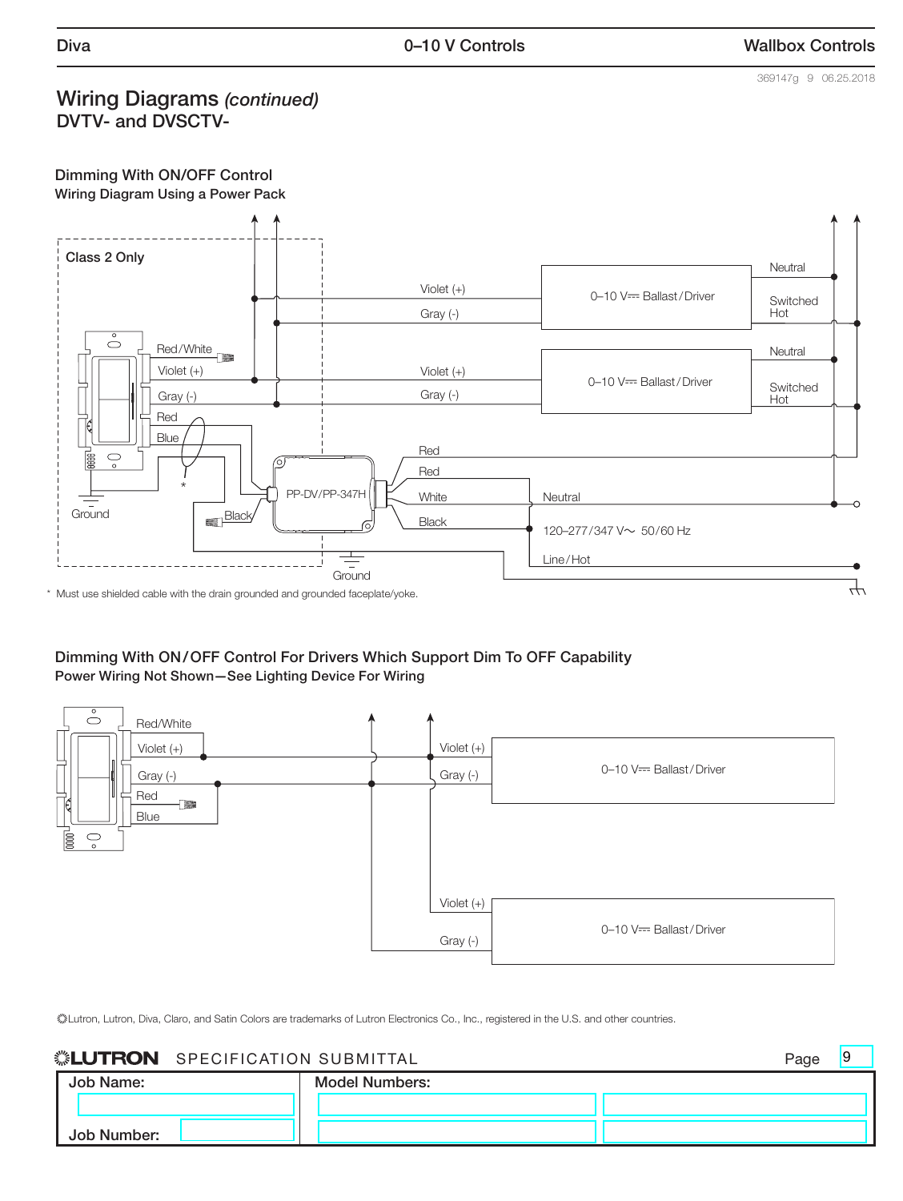## Wiring Diagrams *(continued)*

### DVTV- and DVSCTV-

#### Dimming With ON/OFF Control

**Wiring Diagram Using a Power Pack**

Class 2 Only

Red/White
Violet (+)
Gray (-)
Red
Blue
Ground
Black
PP-DV/PP-347H
Ground
Violet (+)
Gray (-)
0–10 V⎓ Ballast/Driver
Neutral
Switched Hot
Violet (+)
Gray (-)
0–10 V⎓ Ballast/Driver
Neutral
Switched Hot
Red
Red
White
Black
Neutral
120–277/347 V~ 50/60 Hz
Line/Hot

* Must use shielded cable with the drain grounded and grounded faceplate/yoke.

#### Dimming With ON/OFF Control For Drivers Which Support Dim To OFF Capability

**Power Wiring Not Shown—See Lighting Device For Wiring**

Red/White
Violet (+)
Gray (-)
Red
Blue
Violet (+)
Gray (-)
0–10 V⎓ Ballast/Driver
Violet (+)
Gray (-)
0–10 V⎓ Ballast/Driver

Lutron, Lutron, Diva, Claro, and Satin Colors are trademarks of Lutron Electronics Co., Inc., registered in the U.S. and other countries.

LUTRON SPECIFICATION SUBMITTAL

| Job Name: | Model Numbers: |
|---|---|
| | |
| Job Number: | |